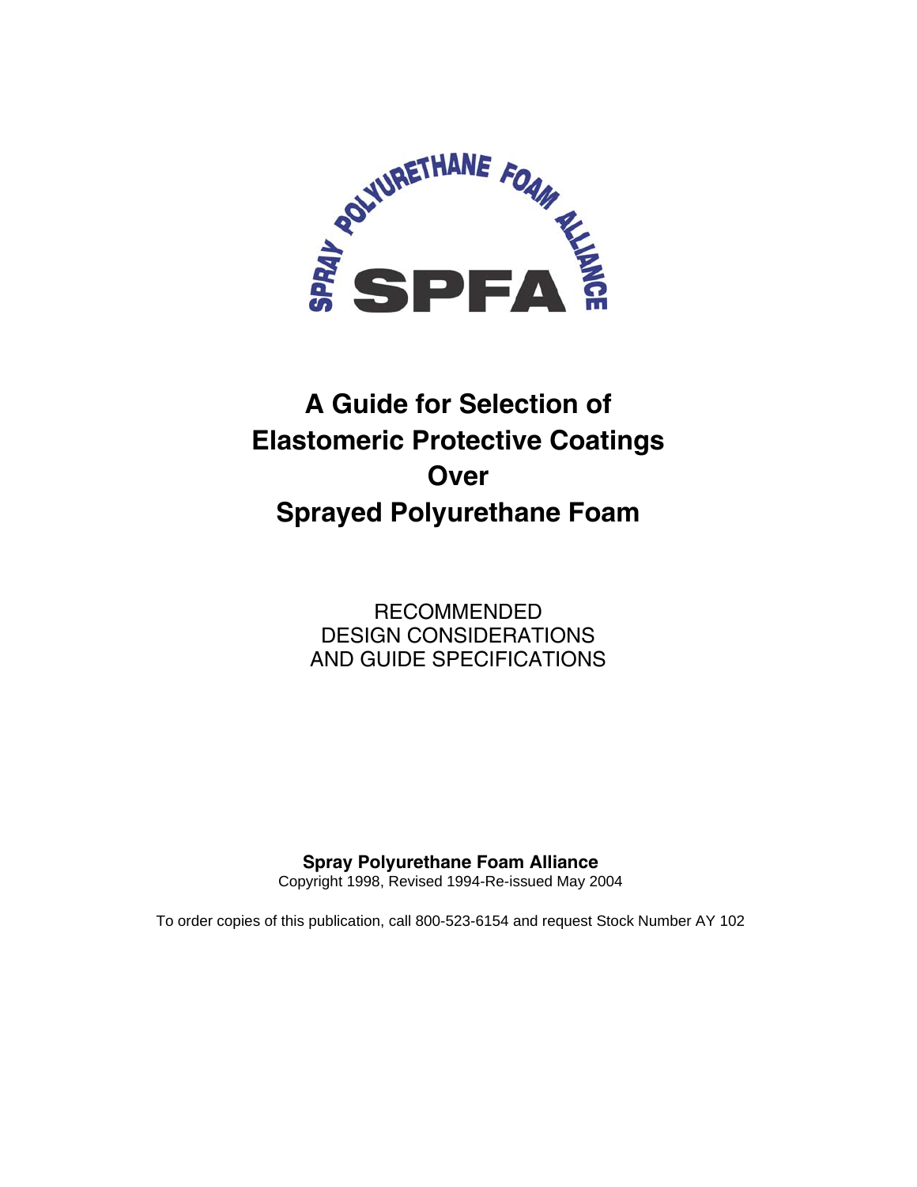SPRAY POLYURETHANE FOAM ALLIANCE

SPFA

# A Guide for Selection of Elastomeric Protective Coatings Over Sprayed Polyurethane Foam

RECOMMENDED
DESIGN CONSIDERATIONS
AND GUIDE SPECIFICATIONS

**Spray Polyurethane Foam Alliance**
Copyright 1998, Revised 1994-Re-issued May 2004

To order copies of this publication, call 800-523-6154 and request Stock Number AY 102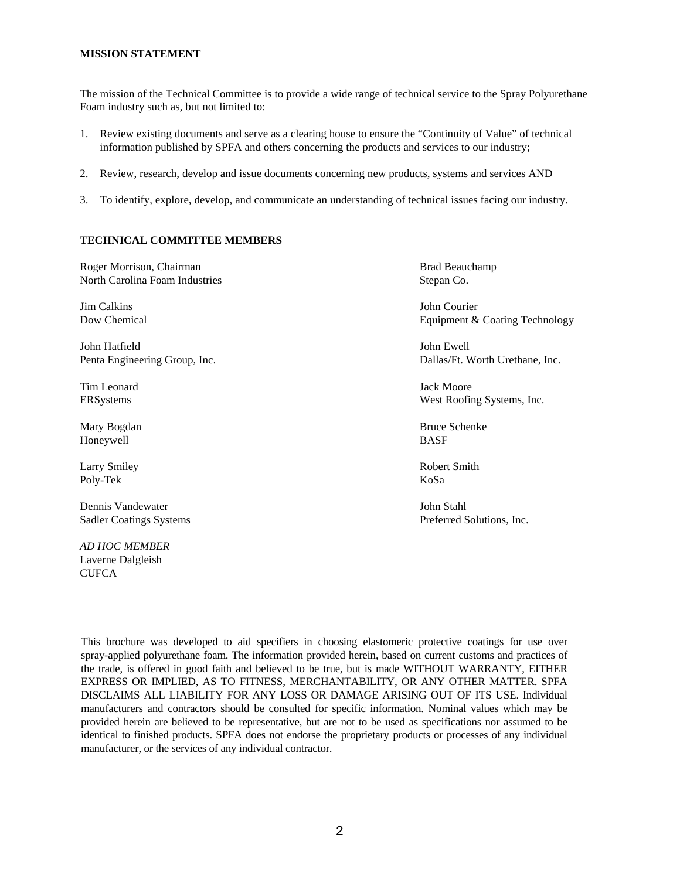**MISSION STATEMENT**

The mission of the Technical Committee is to provide a wide range of technical service to the Spray Polyurethane Foam industry such as, but not limited to:

1. Review existing documents and serve as a clearing house to ensure the "Continuity of Value" of technical information published by SPFA and others concerning the products and services to our industry;
2. Review, research, develop and issue documents concerning new products, systems and services AND
3. To identify, explore, develop, and communicate an understanding of technical issues facing our industry.

**TECHNICAL COMMITTEE MEMBERS**

Roger Morrison, Chairman
North Carolina Foam Industries

Jim Calkins
Dow Chemical

John Hatfield
Penta Engineering Group, Inc.

Tim Leonard
ERSystems

Mary Bogdan
Honeywell

Larry Smiley
Poly-Tek

Dennis Vandewater
Sadler Coatings Systems

*AD HOC MEMBER*
Laverne Dalgleish
CUFCA

Brad Beauchamp
Stepan Co.

John Courier
Equipment & Coating Technology

John Ewell
Dallas/Ft. Worth Urethane, Inc.

Jack Moore
West Roofing Systems, Inc.

Bruce Schenke
BASF

Robert Smith
KoSa

John Stahl
Preferred Solutions, Inc.

This brochure was developed to aid specifiers in choosing elastomeric protective coatings for use over spray-applied polyurethane foam. The information provided herein, based on current customs and practices of the trade, is offered in good faith and believed to be true, but is made WITHOUT WARRANTY, EITHER EXPRESS OR IMPLIED, AS TO FITNESS, MERCHANTABILITY, OR ANY OTHER MATTER. SPFA DISCLAIMS ALL LIABILITY FOR ANY LOSS OR DAMAGE ARISING OUT OF ITS USE. Individual manufacturers and contractors should be consulted for specific information. Nominal values which may be provided herein are believed to be representative, but are not to be used as specifications nor assumed to be identical to finished products. SPFA does not endorse the proprietary products or processes of any individual manufacturer, or the services of any individual contractor.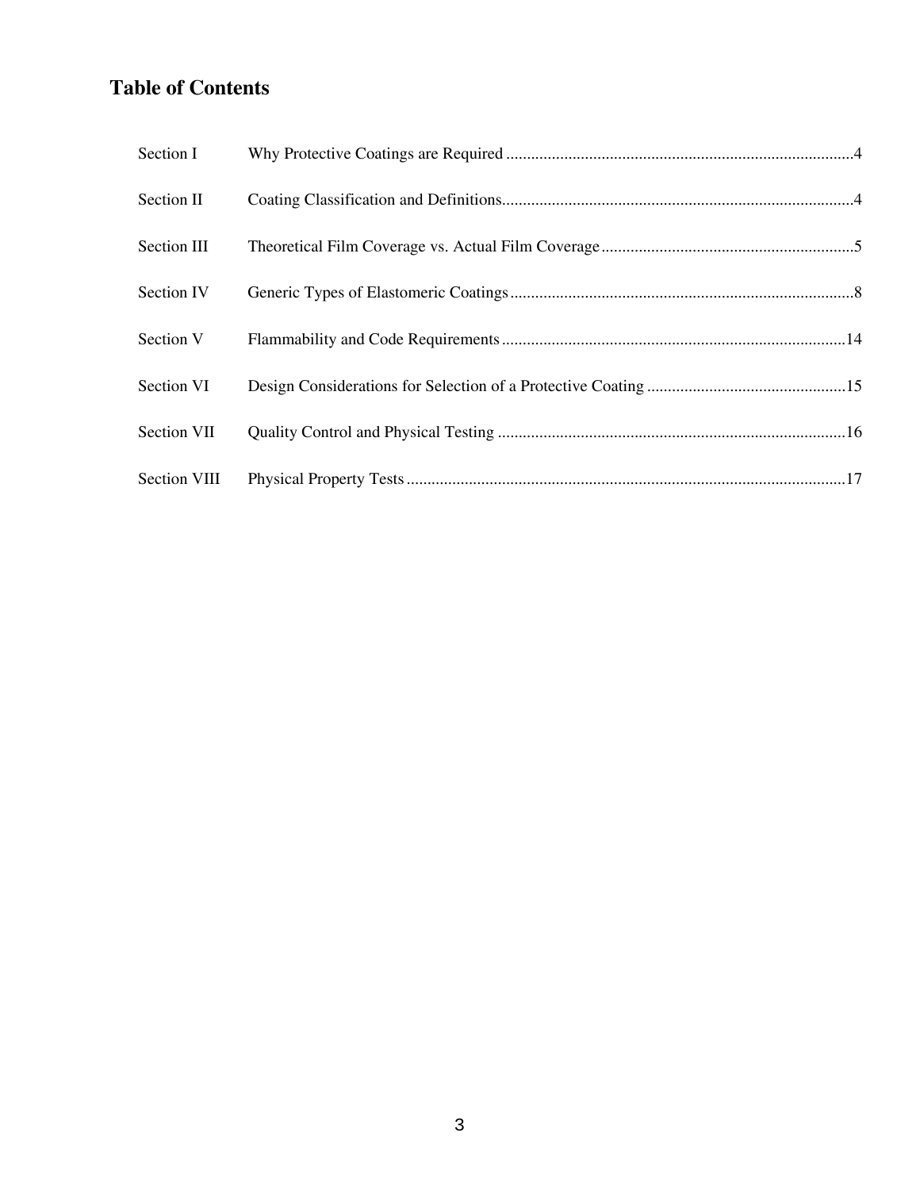## Table of Contents

| | | |
|---|---|---|
| Section I | Why Protective Coatings are Required | 4 |
| Section II | Coating Classification and Definitions | 4 |
| Section III | Theoretical Film Coverage vs. Actual Film Coverage | 5 |
| Section IV | Generic Types of Elastomeric Coatings | 8 |
| Section V | Flammability and Code Requirements | 14 |
| Section VI | Design Considerations for Selection of a Protective Coating | 15 |
| Section VII | Quality Control and Physical Testing | 16 |
| Section VIII | Physical Property Tests | 17 |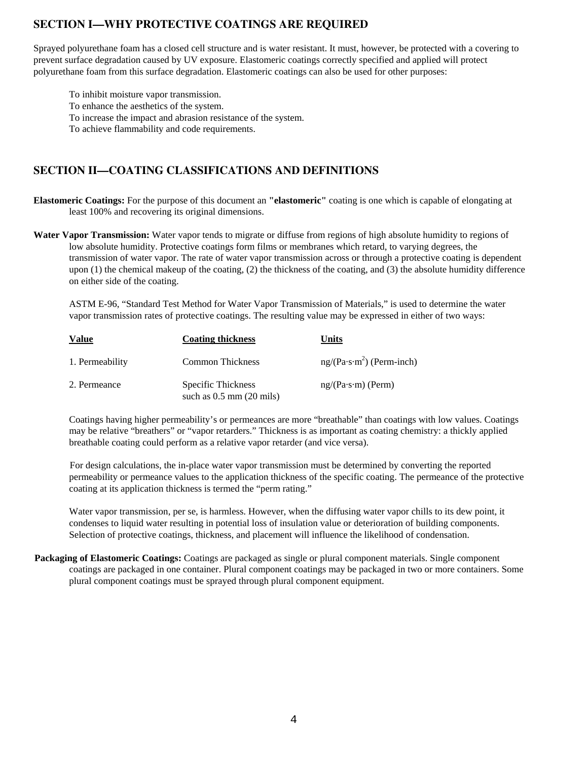## SECTION I—WHY PROTECTIVE COATINGS ARE REQUIRED

Sprayed polyurethane foam has a closed cell structure and is water resistant. It must, however, be protected with a covering to prevent surface degradation caused by UV exposure. Elastomeric coatings correctly specified and applied will protect polyurethane foam from this surface degradation. Elastomeric coatings can also be used for other purposes:

To inhibit moisture vapor transmission.
To enhance the aesthetics of the system.
To increase the impact and abrasion resistance of the system.
To achieve flammability and code requirements.

## SECTION II—COATING CLASSIFICATIONS AND DEFINITIONS

**Elastomeric Coatings:** For the purpose of this document an **"elastomeric"** coating is one which is capable of elongating at least 100% and recovering its original dimensions.

**Water Vapor Transmission:** Water vapor tends to migrate or diffuse from regions of high absolute humidity to regions of low absolute humidity. Protective coatings form films or membranes which retard, to varying degrees, the transmission of water vapor. The rate of water vapor transmission across or through a protective coating is dependent upon (1) the chemical makeup of the coating, (2) the thickness of the coating, and (3) the absolute humidity difference on either side of the coating.

ASTM E-96, "Standard Test Method for Water Vapor Transmission of Materials," is used to determine the water vapor transmission rates of protective coatings. The resulting value may be expressed in either of two ways:

| Value | Coating thickness | Units |
|---|---|---|
| 1. Permeability | Common Thickness | ng/(Pa·s·m$^2$) (Perm-inch) |
| 2. Permeance | Specific Thickness such as 0.5 mm (20 mils) | ng/(Pa·s·m) (Perm) |

Coatings having higher permeability's or permeances are more "breathable" than coatings with low values. Coatings may be relative "breathers" or "vapor retarders." Thickness is as important as coating chemistry: a thickly applied breathable coating could perform as a relative vapor retarder (and vice versa).

For design calculations, the in-place water vapor transmission must be determined by converting the reported permeability or permeance values to the application thickness of the specific coating. The permeance of the protective coating at its application thickness is termed the "perm rating."

Water vapor transmission, per se, is harmless. However, when the diffusing water vapor chills to its dew point, it condenses to liquid water resulting in potential loss of insulation value or deterioration of building components. Selection of protective coatings, thickness, and placement will influence the likelihood of condensation.

**Packaging of Elastomeric Coatings:** Coatings are packaged as single or plural component materials. Single component coatings are packaged in one container. Plural component coatings may be packaged in two or more containers. Some plural component coatings must be sprayed through plural component equipment.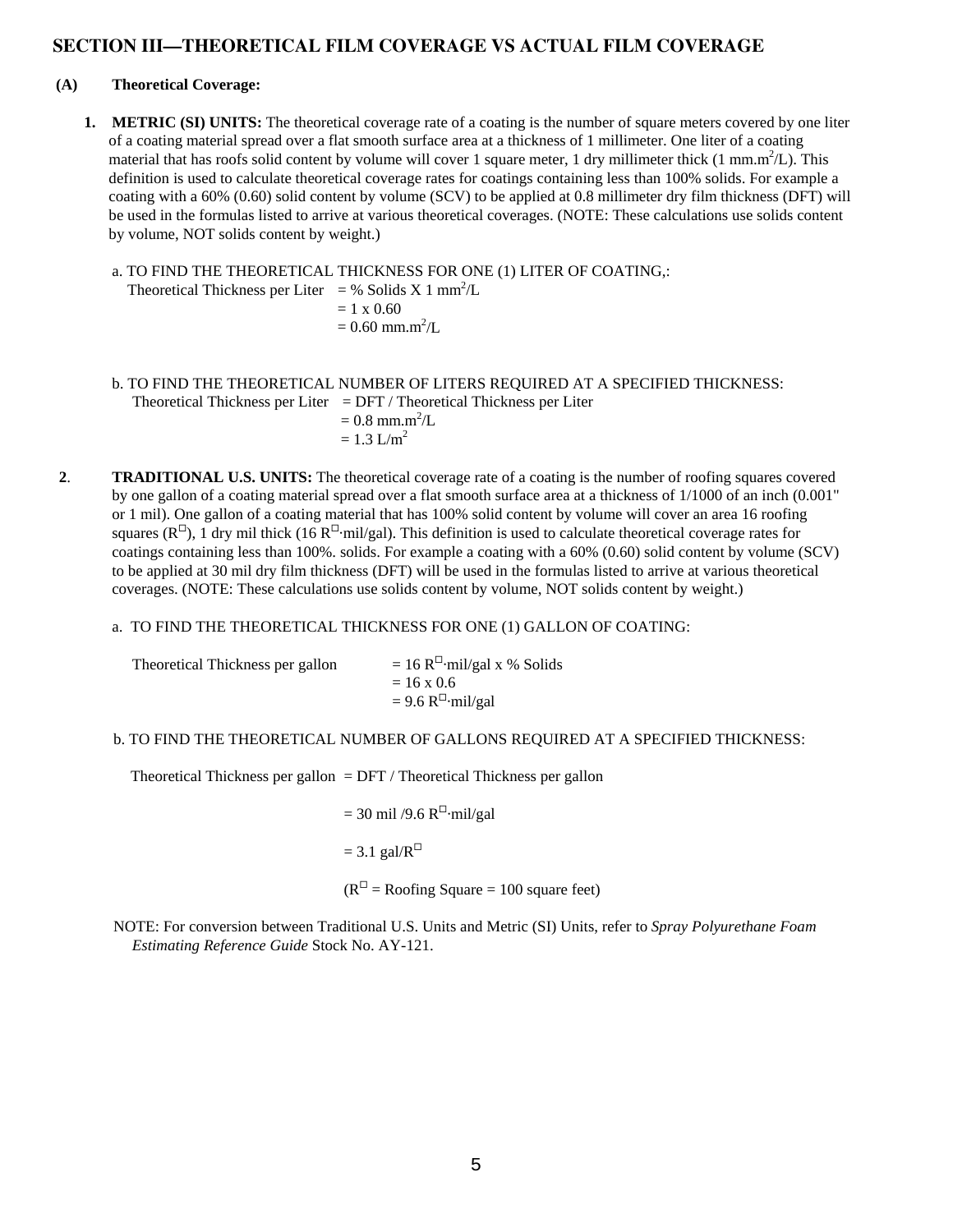## SECTION III—THEORETICAL FILM COVERAGE VS ACTUAL FILM COVERAGE

**(A) Theoretical Coverage:**

1. **METRIC (SI) UNITS:** The theoretical coverage rate of a coating is the number of square meters covered by one liter of a coating material spread over a flat smooth surface area at a thickness of 1 millimeter. One liter of a coating material that has roofs solid content by volume will cover 1 square meter, 1 dry millimeter thick (1 $mm.m^2/L$). This definition is used to calculate theoretical coverage rates for coatings containing less than 100% solids. For example a coating with a 60% (0.60) solid content by volume (SCV) to be applied at 0.8 millimeter dry film thickness (DFT) will be used in the formulas listed to arrive at various theoretical coverages. (NOTE: These calculations use solids content by volume, NOT solids content by weight.)

   a. TO FIND THE THEORETICAL THICKNESS FOR ONE (1) LITER OF COATING,:

   Theoretical Thickness per Liter = % Solids X 1 $mm^2/L$
   = 1 x 0.60
   = 0.60 $mm.m^2/L$

   b. TO FIND THE THEORETICAL NUMBER OF LITERS REQUIRED AT A SPECIFIED THICKNESS:

   Theoretical Thickness per Liter = DFT / Theoretical Thickness per Liter
   = 0.8 $mm.m^2/L$
   = 1.3 $L/m^2$

2. **TRADITIONAL U.S. UNITS:** The theoretical coverage rate of a coating is the number of roofing squares covered by one gallon of a coating material spread over a flat smooth surface area at a thickness of 1/1000 of an inch (0.001" or 1 mil). One gallon of a coating material that has 100% solid content by volume will cover an area 16 roofing squares ($R^{\square}$), 1 dry mil thick (16 $R^{\square}\cdot$mil/gal). This definition is used to calculate theoretical coverage rates for coatings containing less than 100%. solids. For example a coating with a 60% (0.60) solid content by volume (SCV) to be applied at 30 mil dry film thickness (DFT) will be used in the formulas listed to arrive at various theoretical coverages. (NOTE: These calculations use solids content by volume, NOT solids content by weight.)

   a. TO FIND THE THEORETICAL THICKNESS FOR ONE (1) GALLON OF COATING:

   Theoretical Thickness per gallon = 16 $R^{\square}\cdot$mil/gal x % Solids
   = 16 x 0.6
   = 9.6 $R^{\square}\cdot$mil/gal

   b. TO FIND THE THEORETICAL NUMBER OF GALLONS REQUIRED AT A SPECIFIED THICKNESS:

   Theoretical Thickness per gallon = DFT / Theoretical Thickness per gallon

   = 30 mil /9.6 $R^{\square}\cdot$mil/gal

   = 3.1 gal/$R^{\square}$

   ($R^{\square}$ = Roofing Square = 100 square feet)

NOTE: For conversion between Traditional U.S. Units and Metric (SI) Units, refer to *Spray Polyurethane Foam Estimating Reference Guide* Stock No. AY-121.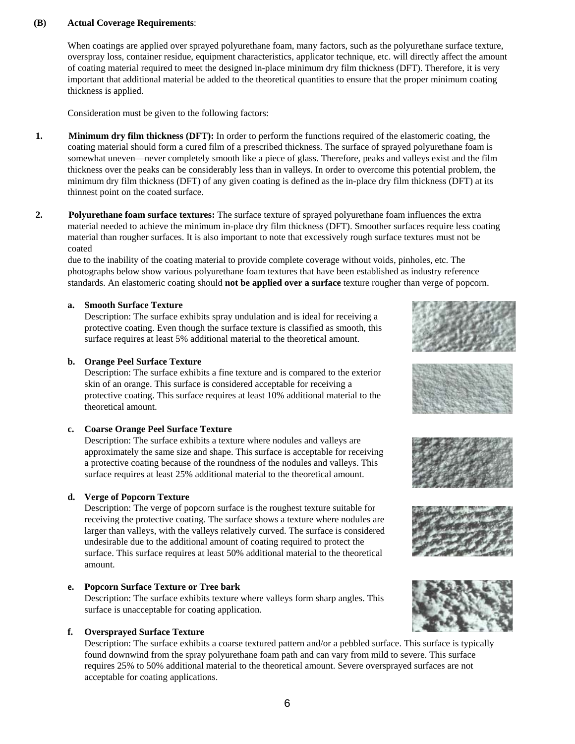**(B) Actual Coverage Requirements**:

When coatings are applied over sprayed polyurethane foam, many factors, such as the polyurethane surface texture, overspray loss, container residue, equipment characteristics, applicator technique, etc. will directly affect the amount of coating material required to meet the designed in-place minimum dry film thickness (DFT). Therefore, it is very important that additional material be added to the theoretical quantities to ensure that the proper minimum coating thickness is applied.

Consideration must be given to the following factors:

1. **Minimum dry film thickness (DFT):** In order to perform the functions required of the elastomeric coating, the coating material should form a cured film of a prescribed thickness. The surface of sprayed polyurethane foam is somewhat uneven—never completely smooth like a piece of glass. Therefore, peaks and valleys exist and the film thickness over the peaks can be considerably less than in valleys. In order to overcome this potential problem, the minimum dry film thickness (DFT) of any given coating is defined as the in-place dry film thickness (DFT) at its thinnest point on the coated surface.

2. **Polyurethane foam surface textures:** The surface texture of sprayed polyurethane foam influences the extra material needed to achieve the minimum in-place dry film thickness (DFT). Smoother surfaces require less coating material than rougher surfaces. It is also important to note that excessively rough surface textures must not be coated due to the inability of the coating material to provide complete coverage without voids, pinholes, etc. The photographs below show various polyurethane foam textures that have been established as industry reference standards. An elastomeric coating should **not be applied over a surface** texture rougher than verge of popcorn.

   a. **Smooth Surface Texture**
   Description: The surface exhibits spray undulation and is ideal for receiving a protective coating. Even though the surface texture is classified as smooth, this surface requires at least 5% additional material to the theoretical amount.

   b. **Orange Peel Surface Texture**
   Description: The surface exhibits a fine texture and is compared to the exterior skin of an orange. This surface is considered acceptable for receiving a protective coating. This surface requires at least 10% additional material to the theoretical amount.

   c. **Coarse Orange Peel Surface Texture**
   Description: The surface exhibits a texture where nodules and valleys are approximately the same size and shape. This surface is acceptable for receiving a protective coating because of the roundness of the nodules and valleys. This surface requires at least 25% additional material to the theoretical amount.

   d. **Verge of Popcorn Texture**
   Description: The verge of popcorn surface is the roughest texture suitable for receiving the protective coating. The surface shows a texture where nodules are larger than valleys, with the valleys relatively curved. The surface is considered undesirable due to the additional amount of coating required to protect the surface. This surface requires at least 50% additional material to the theoretical amount.

   e. **Popcorn Surface Texture or Tree bark**
   Description: The surface exhibits texture where valleys form sharp angles. This surface is unacceptable for coating application.

   f. **Oversprayed Surface Texture**
   Description: The surface exhibits a coarse textured pattern and/or a pebbled surface. This surface is typically found downwind from the spray polyurethane foam path and can vary from mild to severe. This surface requires 25% to 50% additional material to the theoretical amount. Severe oversprayed surfaces are not acceptable for coating applications.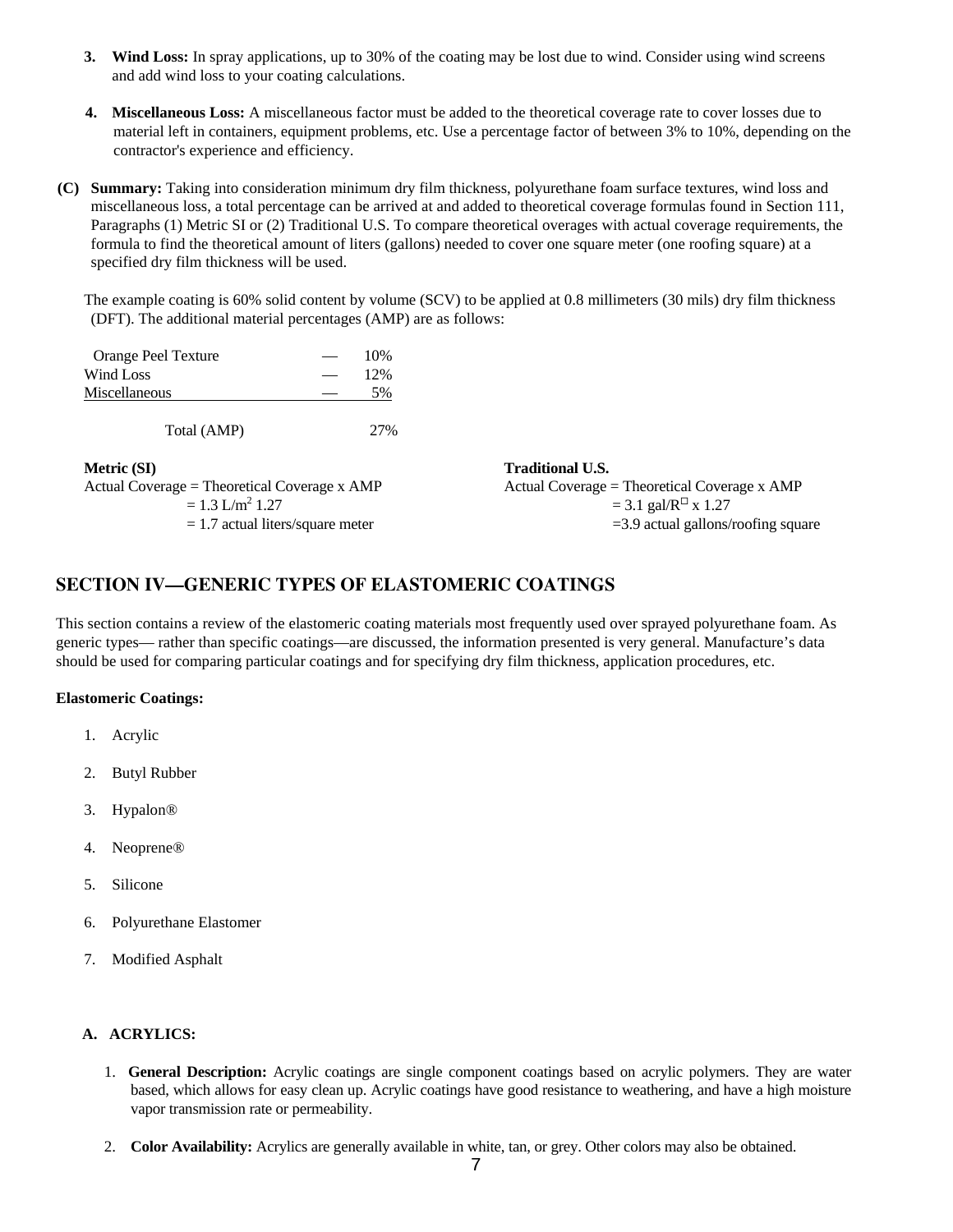3. **Wind Loss:** In spray applications, up to 30% of the coating may be lost due to wind. Consider using wind screens and add wind loss to your coating calculations.

4. **Miscellaneous Loss:** A miscellaneous factor must be added to the theoretical coverage rate to cover losses due to material left in containers, equipment problems, etc. Use a percentage factor of between 3% to 10%, depending on the contractor's experience and efficiency.

**(C) Summary:** Taking into consideration minimum dry film thickness, polyurethane foam surface textures, wind loss and miscellaneous loss, a total percentage can be arrived at and added to theoretical coverage formulas found in Section 111, Paragraphs (1) Metric SI or (2) Traditional U.S. To compare theoretical overages with actual coverage requirements, the formula to find the theoretical amount of liters (gallons) needed to cover one square meter (one roofing square) at a specified dry film thickness will be used.

The example coating is 60% solid content by volume (SCV) to be applied at 0.8 millimeters (30 mils) dry film thickness (DFT). The additional material percentages (AMP) are as follows:

| | | |
|---|---|---|
| Orange Peel Texture | — | 10% |
| Wind Loss | — | 12% |
| Miscellaneous | — | 5% |
| Total (AMP) | | 27% |

**Metric (SI)**

Actual Coverage = Theoretical Coverage x AMP

= 1.3 L/m$^2$ 1.27

= 1.7 actual liters/square meter

**Traditional U.S.**

Actual Coverage = Theoretical Coverage x AMP

= 3.1 gal/R□ x 1.27

=3.9 actual gallons/roofing square

## SECTION IV—GENERIC TYPES OF ELASTOMERIC COATINGS

This section contains a review of the elastomeric coating materials most frequently used over sprayed polyurethane foam. As generic types— rather than specific coatings—are discussed, the information presented is very general. Manufacture's data should be used for comparing particular coatings and for specifying dry film thickness, application procedures, etc.

**Elastomeric Coatings:**

1. Acrylic
2. Butyl Rubber
3. Hypalon®
4. Neoprene®
5. Silicone
6. Polyurethane Elastomer
7. Modified Asphalt

### A. ACRYLICS:

1. **General Description:** Acrylic coatings are single component coatings based on acrylic polymers. They are water based, which allows for easy clean up. Acrylic coatings have good resistance to weathering, and have a high moisture vapor transmission rate or permeability.

2. **Color Availability:** Acrylics are generally available in white, tan, or grey. Other colors may also be obtained.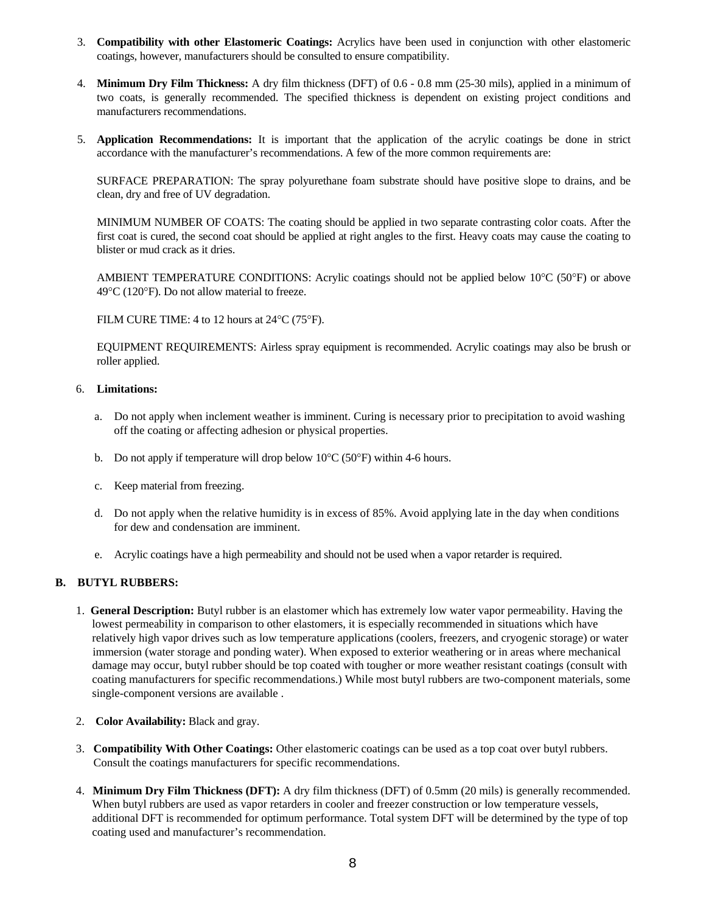3. **Compatibility with other Elastomeric Coatings:** Acrylics have been used in conjunction with other elastomeric coatings, however, manufacturers should be consulted to ensure compatibility.

4. **Minimum Dry Film Thickness:** A dry film thickness (DFT) of 0.6 - 0.8 mm (25-30 mils), applied in a minimum of two coats, is generally recommended. The specified thickness is dependent on existing project conditions and manufacturers recommendations.

5. **Application Recommendations:** It is important that the application of the acrylic coatings be done in strict accordance with the manufacturer's recommendations. A few of the more common requirements are:

   SURFACE PREPARATION: The spray polyurethane foam substrate should have positive slope to drains, and be clean, dry and free of UV degradation.

   MINIMUM NUMBER OF COATS: The coating should be applied in two separate contrasting color coats. After the first coat is cured, the second coat should be applied at right angles to the first. Heavy coats may cause the coating to blister or mud crack as it dries.

   AMBIENT TEMPERATURE CONDITIONS: Acrylic coatings should not be applied below 10°C (50°F) or above 49°C (120°F). Do not allow material to freeze.

   FILM CURE TIME: 4 to 12 hours at 24°C (75°F).

   EQUIPMENT REQUIREMENTS: Airless spray equipment is recommended. Acrylic coatings may also be brush or roller applied.

6. **Limitations:**

   a. Do not apply when inclement weather is imminent. Curing is necessary prior to precipitation to avoid washing off the coating or affecting adhesion or physical properties.

   b. Do not apply if temperature will drop below 10°C (50°F) within 4-6 hours.

   c. Keep material from freezing.

   d. Do not apply when the relative humidity is in excess of 85%. Avoid applying late in the day when conditions for dew and condensation are imminent.

   e. Acrylic coatings have a high permeability and should not be used when a vapor retarder is required.

**B. BUTYL RUBBERS:**

1. **General Description:** Butyl rubber is an elastomer which has extremely low water vapor permeability. Having the lowest permeability in comparison to other elastomers, it is especially recommended in situations which have relatively high vapor drives such as low temperature applications (coolers, freezers, and cryogenic storage) or water immersion (water storage and ponding water). When exposed to exterior weathering or in areas where mechanical damage may occur, butyl rubber should be top coated with tougher or more weather resistant coatings (consult with coating manufacturers for specific recommendations.) While most butyl rubbers are two-component materials, some single-component versions are available .

2. **Color Availability:** Black and gray.

3. **Compatibility With Other Coatings:** Other elastomeric coatings can be used as a top coat over butyl rubbers. Consult the coatings manufacturers for specific recommendations.

4. **Minimum Dry Film Thickness (DFT):** A dry film thickness (DFT) of 0.5mm (20 mils) is generally recommended. When butyl rubbers are used as vapor retarders in cooler and freezer construction or low temperature vessels, additional DFT is recommended for optimum performance. Total system DFT will be determined by the type of top coating used and manufacturer's recommendation.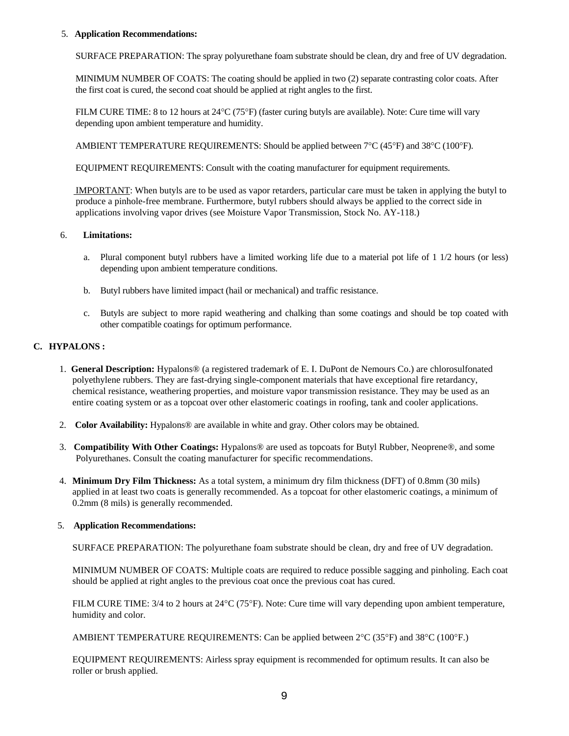5. **Application Recommendations:**

SURFACE PREPARATION: The spray polyurethane foam substrate should be clean, dry and free of UV degradation.

MINIMUM NUMBER OF COATS: The coating should be applied in two (2) separate contrasting color coats. After the first coat is cured, the second coat should be applied at right angles to the first.

FILM CURE TIME: 8 to 12 hours at 24°C (75°F) (faster curing butyls are available). Note: Cure time will vary depending upon ambient temperature and humidity.

AMBIENT TEMPERATURE REQUIREMENTS: Should be applied between 7°C (45°F) and 38°C (100°F).

EQUIPMENT REQUIREMENTS: Consult with the coating manufacturer for equipment requirements.

IMPORTANT: When butyls are to be used as vapor retarders, particular care must be taken in applying the butyl to produce a pinhole-free membrane. Furthermore, butyl rubbers should always be applied to the correct side in applications involving vapor drives (see Moisture Vapor Transmission, Stock No. AY-118.)

6. **Limitations:**

   a. Plural component butyl rubbers have a limited working life due to a material pot life of 1 1/2 hours (or less) depending upon ambient temperature conditions.

   b. Butyl rubbers have limited impact (hail or mechanical) and traffic resistance.

   c. Butyls are subject to more rapid weathering and chalking than some coatings and should be top coated with other compatible coatings for optimum performance.

## C. HYPALONS :

1. **General Description:** Hypalons® (a registered trademark of E. I. DuPont de Nemours Co.) are chlorosulfonated polyethylene rubbers. They are fast-drying single-component materials that have exceptional fire retardancy, chemical resistance, weathering properties, and moisture vapor transmission resistance. They may be used as an entire coating system or as a topcoat over other elastomeric coatings in roofing, tank and cooler applications.

2. **Color Availability:** Hypalons® are available in white and gray. Other colors may be obtained.

3. **Compatibility With Other Coatings:** Hypalons® are used as topcoats for Butyl Rubber, Neoprene®, and some Polyurethanes. Consult the coating manufacturer for specific recommendations.

4. **Minimum Dry Film Thickness:** As a total system, a minimum dry film thickness (DFT) of 0.8mm (30 mils) applied in at least two coats is generally recommended. As a topcoat for other elastomeric coatings, a minimum of 0.2mm (8 mils) is generally recommended.

5. **Application Recommendations:**

SURFACE PREPARATION: The polyurethane foam substrate should be clean, dry and free of UV degradation.

MINIMUM NUMBER OF COATS: Multiple coats are required to reduce possible sagging and pinholing. Each coat should be applied at right angles to the previous coat once the previous coat has cured.

FILM CURE TIME: 3/4 to 2 hours at 24°C (75°F). Note: Cure time will vary depending upon ambient temperature, humidity and color.

AMBIENT TEMPERATURE REQUIREMENTS: Can be applied between 2°C (35°F) and 38°C (100°F.)

EQUIPMENT REQUIREMENTS: Airless spray equipment is recommended for optimum results. It can also be roller or brush applied.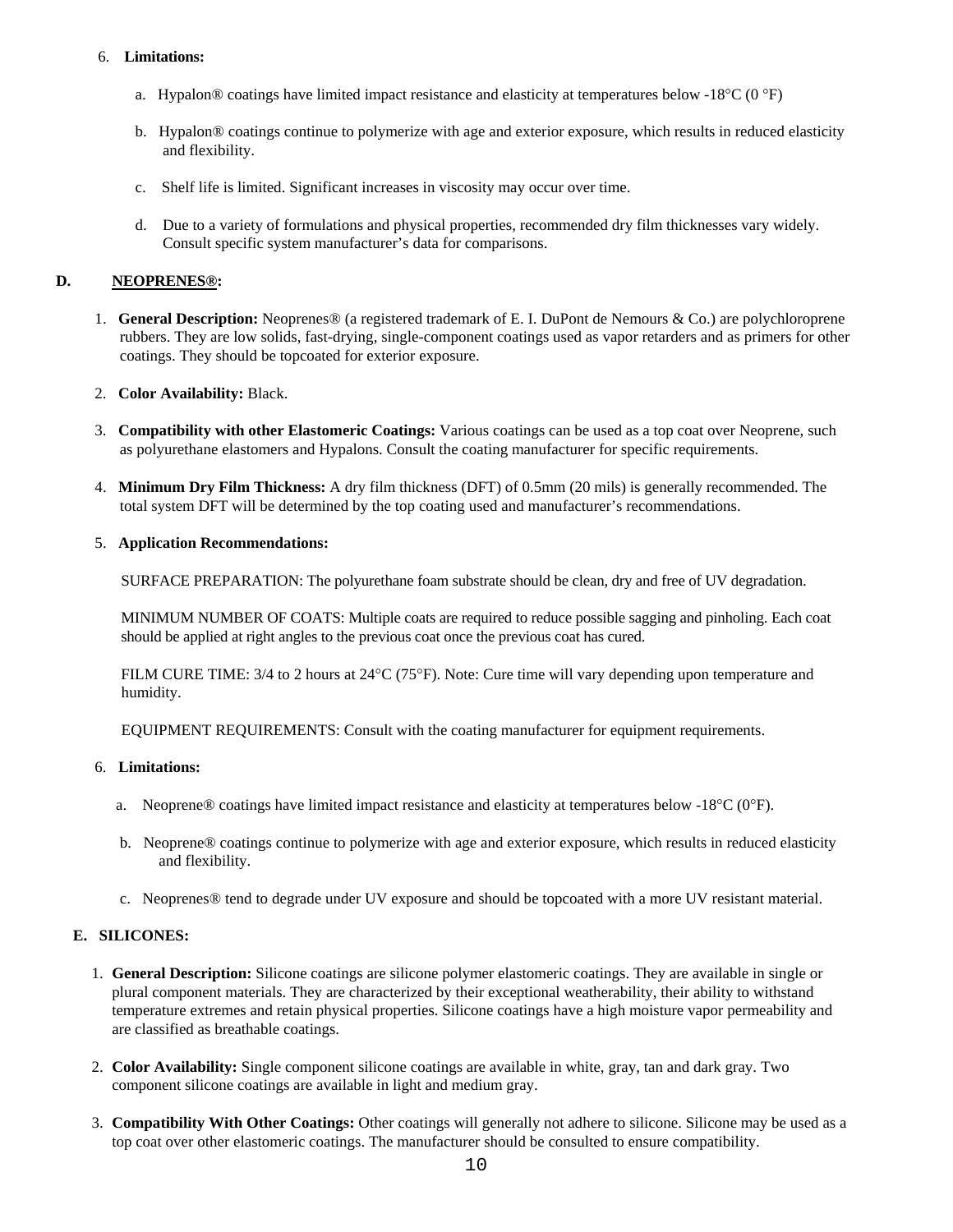6. **Limitations:**

   a. Hypalon® coatings have limited impact resistance and elasticity at temperatures below -18°C (0 °F)

   b. Hypalon® coatings continue to polymerize with age and exterior exposure, which results in reduced elasticity and flexibility.

   c. Shelf life is limited. Significant increases in viscosity may occur over time.

   d. Due to a variety of formulations and physical properties, recommended dry film thicknesses vary widely. Consult specific system manufacturer's data for comparisons.

## D. NEOPRENES®:

1. **General Description:** Neoprenes® (a registered trademark of E. I. DuPont de Nemours & Co.) are polychloroprene rubbers. They are low solids, fast-drying, single-component coatings used as vapor retarders and as primers for other coatings. They should be topcoated for exterior exposure.

2. **Color Availability:** Black.

3. **Compatibility with other Elastomeric Coatings:** Various coatings can be used as a top coat over Neoprene, such as polyurethane elastomers and Hypalons. Consult the coating manufacturer for specific requirements.

4. **Minimum Dry Film Thickness:** A dry film thickness (DFT) of 0.5mm (20 mils) is generally recommended. The total system DFT will be determined by the top coating used and manufacturer's recommendations.

5. **Application Recommendations:**

   SURFACE PREPARATION: The polyurethane foam substrate should be clean, dry and free of UV degradation.

   MINIMUM NUMBER OF COATS: Multiple coats are required to reduce possible sagging and pinholing. Each coat should be applied at right angles to the previous coat once the previous coat has cured.

   FILM CURE TIME: 3/4 to 2 hours at 24°C (75°F). Note: Cure time will vary depending upon temperature and humidity.

   EQUIPMENT REQUIREMENTS: Consult with the coating manufacturer for equipment requirements.

6. **Limitations:**

   a. Neoprene® coatings have limited impact resistance and elasticity at temperatures below -18°C (0°F).

   b. Neoprene® coatings continue to polymerize with age and exterior exposure, which results in reduced elasticity and flexibility.

   c. Neoprenes® tend to degrade under UV exposure and should be topcoated with a more UV resistant material.

## E. SILICONES:

1. **General Description:** Silicone coatings are silicone polymer elastomeric coatings. They are available in single or plural component materials. They are characterized by their exceptional weatherability, their ability to withstand temperature extremes and retain physical properties. Silicone coatings have a high moisture vapor permeability and are classified as breathable coatings.

2. **Color Availability:** Single component silicone coatings are available in white, gray, tan and dark gray. Two component silicone coatings are available in light and medium gray.

3. **Compatibility With Other Coatings:** Other coatings will generally not adhere to silicone. Silicone may be used as a top coat over other elastomeric coatings. The manufacturer should be consulted to ensure compatibility.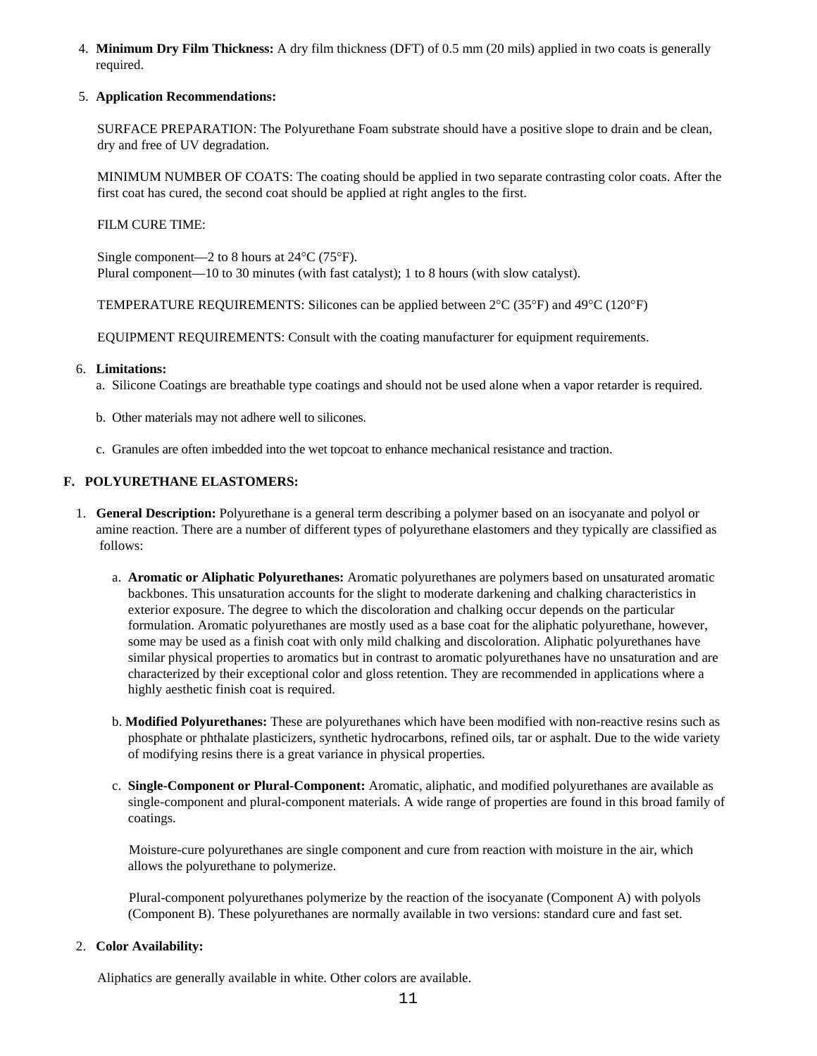4. **Minimum Dry Film Thickness:** A dry film thickness (DFT) of 0.5 mm (20 mils) applied in two coats is generally required.

5. **Application Recommendations:**

   SURFACE PREPARATION: The Polyurethane Foam substrate should have a positive slope to drain and be clean, dry and free of UV degradation.

   MINIMUM NUMBER OF COATS: The coating should be applied in two separate contrasting color coats. After the first coat has cured, the second coat should be applied at right angles to the first.

   FILM CURE TIME:

   Single component—2 to 8 hours at 24°C (75°F).
   Plural component—10 to 30 minutes (with fast catalyst); 1 to 8 hours (with slow catalyst).

   TEMPERATURE REQUIREMENTS: Silicones can be applied between 2°C (35°F) and 49°C (120°F)

   EQUIPMENT REQUIREMENTS: Consult with the coating manufacturer for equipment requirements.

6. **Limitations:**
   a. Silicone Coatings are breathable type coatings and should not be used alone when a vapor retarder is required.

   b. Other materials may not adhere well to silicones.

   c. Granules are often imbedded into the wet topcoat to enhance mechanical resistance and traction.

## F. POLYURETHANE ELASTOMERS:

1. **General Description:** Polyurethane is a general term describing a polymer based on an isocyanate and polyol or amine reaction. There are a number of different types of polyurethane elastomers and they typically are classified as follows:

   a. **Aromatic or Aliphatic Polyurethanes:** Aromatic polyurethanes are polymers based on unsaturated aromatic backbones. This unsaturation accounts for the slight to moderate darkening and chalking characteristics in exterior exposure. The degree to which the discoloration and chalking occur depends on the particular formulation. Aromatic polyurethanes are mostly used as a base coat for the aliphatic polyurethane, however, some may be used as a finish coat with only mild chalking and discoloration. Aliphatic polyurethanes have similar physical properties to aromatics but in contrast to aromatic polyurethanes have no unsaturation and are characterized by their exceptional color and gloss retention. They are recommended in applications where a highly aesthetic finish coat is required.

   b. **Modified Polyurethanes:** These are polyurethanes which have been modified with non-reactive resins such as phosphate or phthalate plasticizers, synthetic hydrocarbons, refined oils, tar or asphalt. Due to the wide variety of modifying resins there is a great variance in physical properties.

   c. **Single-Component or Plural-Component:** Aromatic, aliphatic, and modified polyurethanes are available as single-component and plural-component materials. A wide range of properties are found in this broad family of coatings.

   Moisture-cure polyurethanes are single component and cure from reaction with moisture in the air, which allows the polyurethane to polymerize.

   Plural-component polyurethanes polymerize by the reaction of the isocyanate (Component A) with polyols (Component B). These polyurethanes are normally available in two versions: standard cure and fast set.

2. **Color Availability:**

   Aliphatics are generally available in white. Other colors are available.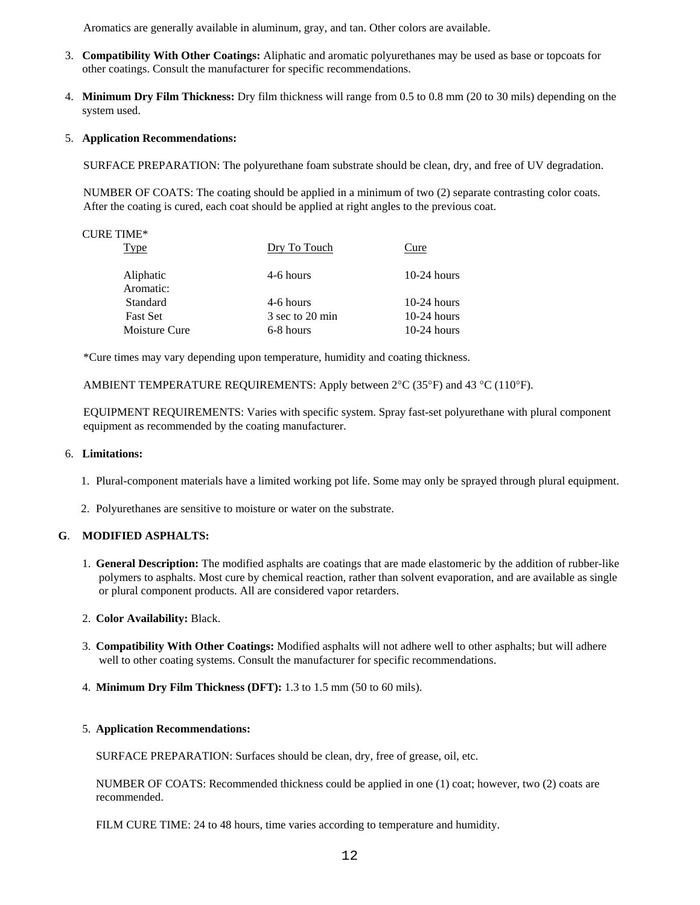Aromatics are generally available in aluminum, gray, and tan. Other colors are available.

3. **Compatibility With Other Coatings:** Aliphatic and aromatic polyurethanes may be used as base or topcoats for other coatings. Consult the manufacturer for specific recommendations.

4. **Minimum Dry Film Thickness:** Dry film thickness will range from 0.5 to 0.8 mm (20 to 30 mils) depending on the system used.

5. **Application Recommendations:**

   SURFACE PREPARATION: The polyurethane foam substrate should be clean, dry, and free of UV degradation.

   NUMBER OF COATS: The coating should be applied in a minimum of two (2) separate contrasting color coats. After the coating is cured, each coat should be applied at right angles to the previous coat.

   CURE TIME*

| Type | Dry To Touch | Cure |
|---|---|---|
| Aliphatic | 4-6 hours | 10-24 hours |
| Aromatic: | | |
| Standard | 4-6 hours | 10-24 hours |
| Fast Set | 3 sec to 20 min | 10-24 hours |
| Moisture Cure | 6-8 hours | 10-24 hours |

   *Cure times may vary depending upon temperature, humidity and coating thickness.

   AMBIENT TEMPERATURE REQUIREMENTS: Apply between 2°C (35°F) and 43 °C (110°F).

   EQUIPMENT REQUIREMENTS: Varies with specific system. Spray fast-set polyurethane with plural component equipment as recommended by the coating manufacturer.

6. **Limitations:**

   1. Plural-component materials have a limited working pot life. Some may only be sprayed through plural equipment.

   2. Polyurethanes are sensitive to moisture or water on the substrate.

**G**. **MODIFIED ASPHALTS:**

1. **General Description:** The modified asphalts are coatings that are made elastomeric by the addition of rubber-like polymers to asphalts. Most cure by chemical reaction, rather than solvent evaporation, and are available as single or plural component products. All are considered vapor retarders.

2. **Color Availability:** Black.

3. **Compatibility With Other Coatings:** Modified asphalts will not adhere well to other asphalts; but will adhere well to other coating systems. Consult the manufacturer for specific recommendations.

4. **Minimum Dry Film Thickness (DFT):** 1.3 to 1.5 mm (50 to 60 mils).

5. **Application Recommendations:**

   SURFACE PREPARATION: Surfaces should be clean, dry, free of grease, oil, etc.

   NUMBER OF COATS: Recommended thickness could be applied in one (1) coat; however, two (2) coats are recommended.

   FILM CURE TIME: 24 to 48 hours, time varies according to temperature and humidity.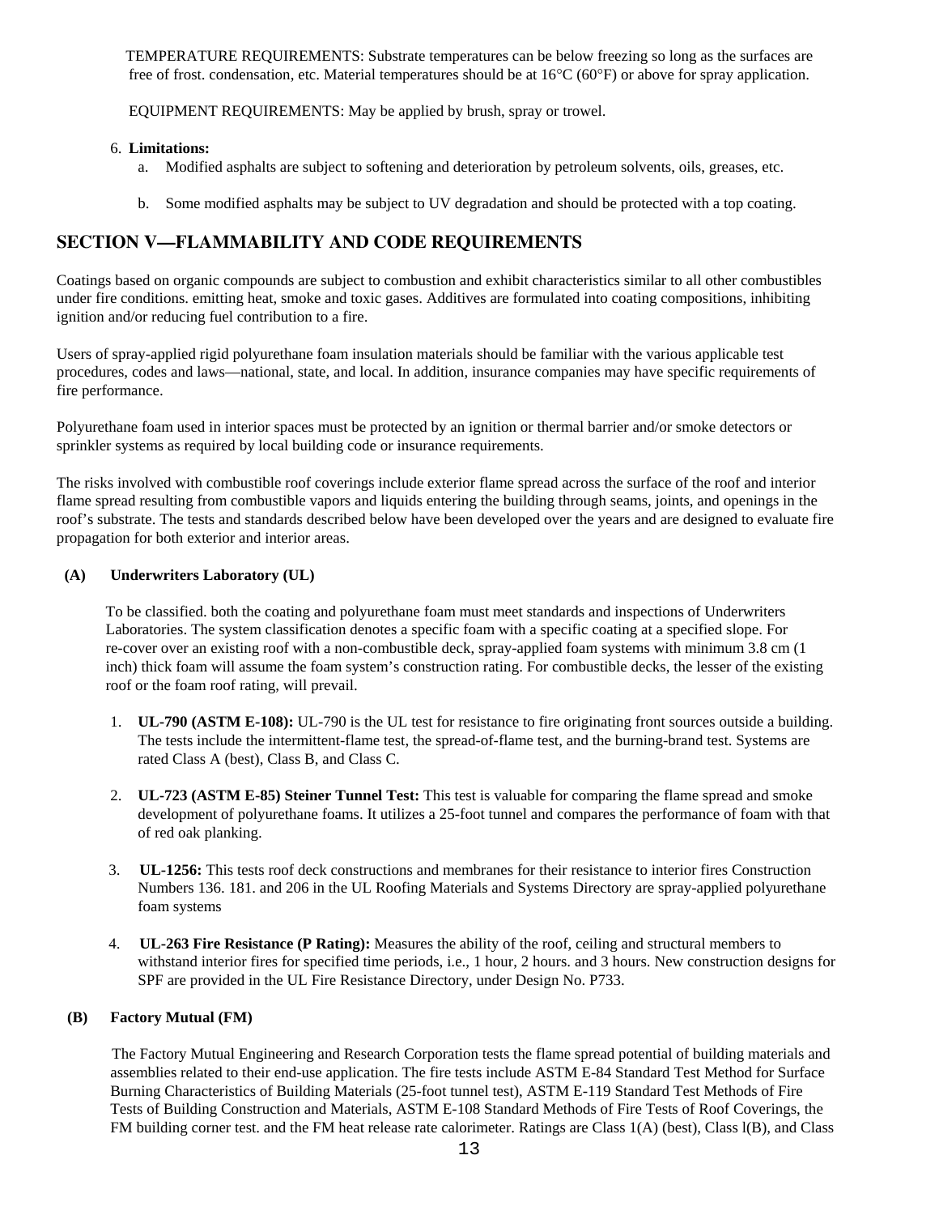TEMPERATURE REQUIREMENTS: Substrate temperatures can be below freezing so long as the surfaces are free of frost. condensation, etc. Material temperatures should be at 16°C (60°F) or above for spray application.

EQUIPMENT REQUIREMENTS: May be applied by brush, spray or trowel.

6. **Limitations:**
   a. Modified asphalts are subject to softening and deterioration by petroleum solvents, oils, greases, etc.

   b. Some modified asphalts may be subject to UV degradation and should be protected with a top coating.

## SECTION V—FLAMMABILITY AND CODE REQUIREMENTS

Coatings based on organic compounds are subject to combustion and exhibit characteristics similar to all other combustibles under fire conditions. emitting heat, smoke and toxic gases. Additives are formulated into coating compositions, inhibiting ignition and/or reducing fuel contribution to a fire.

Users of spray-applied rigid polyurethane foam insulation materials should be familiar with the various applicable test procedures, codes and laws—national, state, and local. In addition, insurance companies may have specific requirements of fire performance.

Polyurethane foam used in interior spaces must be protected by an ignition or thermal barrier and/or smoke detectors or sprinkler systems as required by local building code or insurance requirements.

The risks involved with combustible roof coverings include exterior flame spread across the surface of the roof and interior flame spread resulting from combustible vapors and liquids entering the building through seams, joints, and openings in the roof's substrate. The tests and standards described below have been developed over the years and are designed to evaluate fire propagation for both exterior and interior areas.

### (A) Underwriters Laboratory (UL)

To be classified. both the coating and polyurethane foam must meet standards and inspections of Underwriters Laboratories. The system classification denotes a specific foam with a specific coating at a specified slope. For re-cover over an existing roof with a non-combustible deck, spray-applied foam systems with minimum 3.8 cm (1 inch) thick foam will assume the foam system's construction rating. For combustible decks, the lesser of the existing roof or the foam roof rating, will prevail.

1. **UL-790 (ASTM E-108):** UL-790 is the UL test for resistance to fire originating front sources outside a building. The tests include the intermittent-flame test, the spread-of-flame test, and the burning-brand test. Systems are rated Class A (best), Class B, and Class C.

2. **UL-723 (ASTM E-85) Steiner Tunnel Test:** This test is valuable for comparing the flame spread and smoke development of polyurethane foams. It utilizes a 25-foot tunnel and compares the performance of foam with that of red oak planking.

3. **UL-1256:** This tests roof deck constructions and membranes for their resistance to interior fires Construction Numbers 136. 181. and 206 in the UL Roofing Materials and Systems Directory are spray-applied polyurethane foam systems

4. **UL-263 Fire Resistance (P Rating):** Measures the ability of the roof, ceiling and structural members to withstand interior fires for specified time periods, i.e., 1 hour, 2 hours. and 3 hours. New construction designs for SPF are provided in the UL Fire Resistance Directory, under Design No. P733.

### (B) Factory Mutual (FM)

The Factory Mutual Engineering and Research Corporation tests the flame spread potential of building materials and assemblies related to their end-use application. The fire tests include ASTM E-84 Standard Test Method for Surface Burning Characteristics of Building Materials (25-foot tunnel test), ASTM E-119 Standard Test Methods of Fire Tests of Building Construction and Materials, ASTM E-108 Standard Methods of Fire Tests of Roof Coverings, the FM building corner test. and the FM heat release rate calorimeter. Ratings are Class 1(A) (best), Class l(B), and Class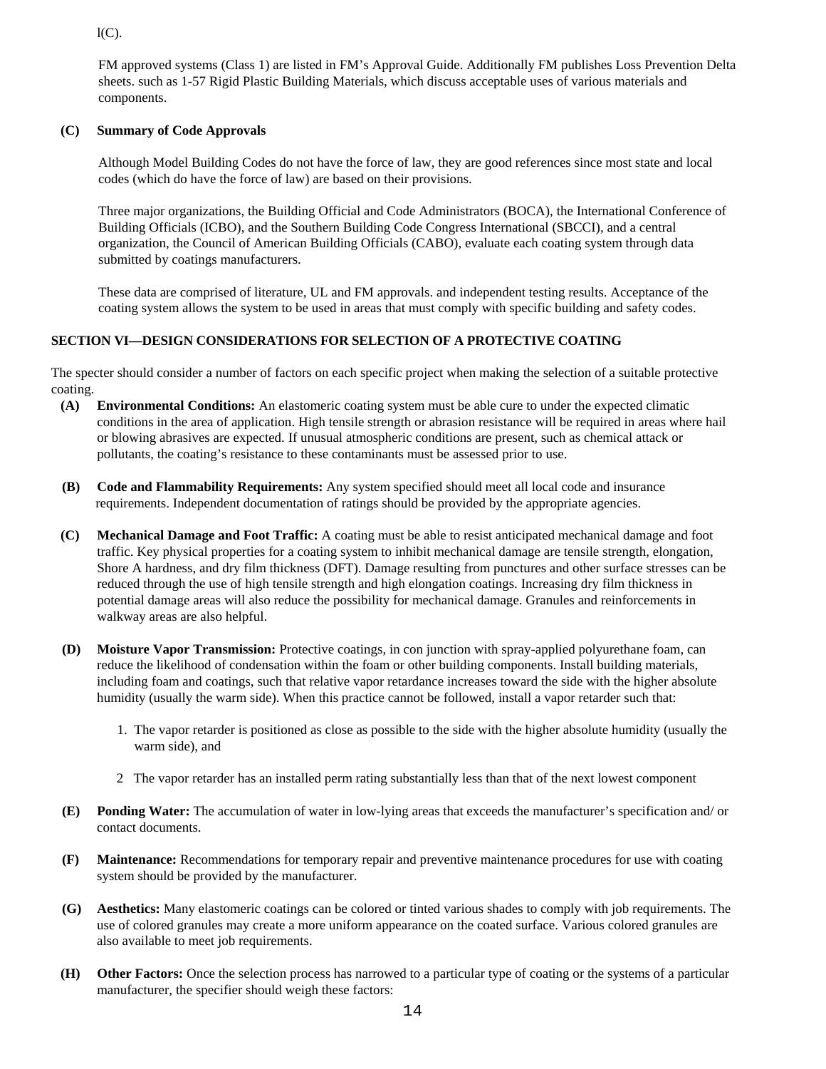l(C).

FM approved systems (Class 1) are listed in FM's Approval Guide. Additionally FM publishes Loss Prevention Delta sheets. such as 1-57 Rigid Plastic Building Materials, which discuss acceptable uses of various materials and components.

**(C) Summary of Code Approvals**

Although Model Building Codes do not have the force of law, they are good references since most state and local codes (which do have the force of law) are based on their provisions.

Three major organizations, the Building Official and Code Administrators (BOCA), the International Conference of Building Officials (ICBO), and the Southern Building Code Congress International (SBCCI), and a central organization, the Council of American Building Officials (CABO), evaluate each coating system through data submitted by coatings manufacturers.

These data are comprised of literature, UL and FM approvals. and independent testing results. Acceptance of the coating system allows the system to be used in areas that must comply with specific building and safety codes.

## SECTION VI—DESIGN CONSIDERATIONS FOR SELECTION OF A PROTECTIVE COATING

The specter should consider a number of factors on each specific project when making the selection of a suitable protective coating.

**(A) Environmental Conditions:** An elastomeric coating system must be able cure to under the expected climatic conditions in the area of application. High tensile strength or abrasion resistance will be required in areas where hail or blowing abrasives are expected. If unusual atmospheric conditions are present, such as chemical attack or pollutants, the coating's resistance to these contaminants must be assessed prior to use.

**(B) Code and Flammability Requirements:** Any system specified should meet all local code and insurance requirements. Independent documentation of ratings should be provided by the appropriate agencies.

**(C) Mechanical Damage and Foot Traffic:** A coating must be able to resist anticipated mechanical damage and foot traffic. Key physical properties for a coating system to inhibit mechanical damage are tensile strength, elongation, Shore A hardness, and dry film thickness (DFT). Damage resulting from punctures and other surface stresses can be reduced through the use of high tensile strength and high elongation coatings. Increasing dry film thickness in potential damage areas will also reduce the possibility for mechanical damage. Granules and reinforcements in walkway areas are also helpful.

**(D) Moisture Vapor Transmission:** Protective coatings, in con junction with spray-applied polyurethane foam, can reduce the likelihood of condensation within the foam or other building components. Install building materials, including foam and coatings, such that relative vapor retardance increases toward the side with the higher absolute humidity (usually the warm side). When this practice cannot be followed, install a vapor retarder such that:

1. The vapor retarder is positioned as close as possible to the side with the higher absolute humidity (usually the warm side), and
2. The vapor retarder has an installed perm rating substantially less than that of the next lowest component

**(E) Ponding Water:** The accumulation of water in low-lying areas that exceeds the manufacturer's specification and/ or contact documents.

**(F) Maintenance:** Recommendations for temporary repair and preventive maintenance procedures for use with coating system should be provided by the manufacturer.

**(G) Aesthetics:** Many elastomeric coatings can be colored or tinted various shades to comply with job requirements. The use of colored granules may create a more uniform appearance on the coated surface. Various colored granules are also available to meet job requirements.

**(H) Other Factors:** Once the selection process has narrowed to a particular type of coating or the systems of a particular manufacturer, the specifier should weigh these factors: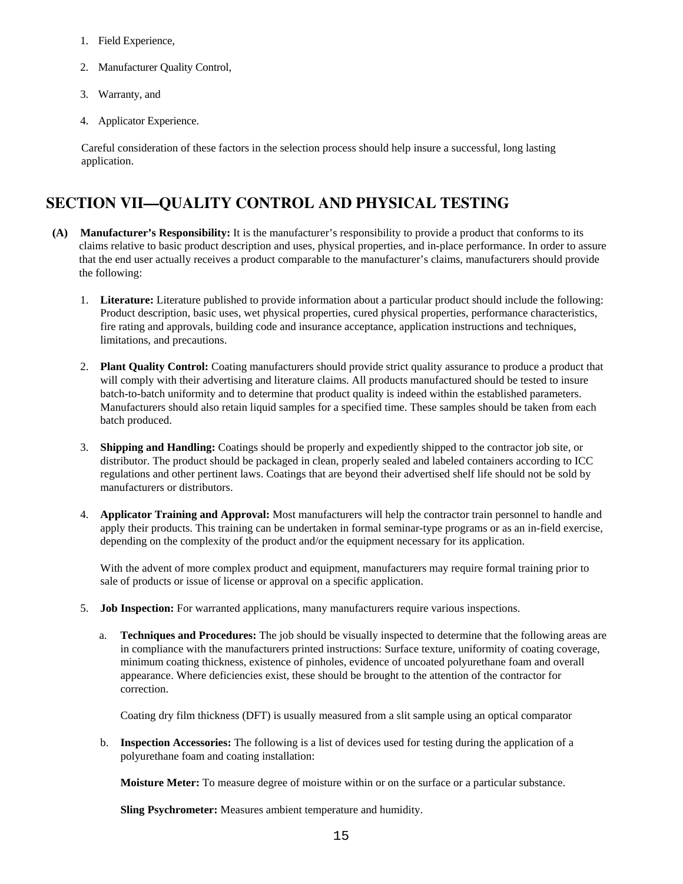1. Field Experience,
2. Manufacturer Quality Control,
3. Warranty, and
4. Applicator Experience.

Careful consideration of these factors in the selection process should help insure a successful, long lasting application.

## SECTION VII—QUALITY CONTROL AND PHYSICAL TESTING

**(A) Manufacturer's Responsibility:** It is the manufacturer's responsibility to provide a product that conforms to its claims relative to basic product description and uses, physical properties, and in-place performance. In order to assure that the end user actually receives a product comparable to the manufacturer's claims, manufacturers should provide the following:

1. **Literature:** Literature published to provide information about a particular product should include the following: Product description, basic uses, wet physical properties, cured physical properties, performance characteristics, fire rating and approvals, building code and insurance acceptance, application instructions and techniques, limitations, and precautions.

2. **Plant Quality Control:** Coating manufacturers should provide strict quality assurance to produce a product that will comply with their advertising and literature claims. All products manufactured should be tested to insure batch-to-batch uniformity and to determine that product quality is indeed within the established parameters. Manufacturers should also retain liquid samples for a specified time. These samples should be taken from each batch produced.

3. **Shipping and Handling:** Coatings should be properly and expediently shipped to the contractor job site, or distributor. The product should be packaged in clean, properly sealed and labeled containers according to ICC regulations and other pertinent laws. Coatings that are beyond their advertised shelf life should not be sold by manufacturers or distributors.

4. **Applicator Training and Approval:** Most manufacturers will help the contractor train personnel to handle and apply their products. This training can be undertaken in formal seminar-type programs or as an in-field exercise, depending on the complexity of the product and/or the equipment necessary for its application.

   With the advent of more complex product and equipment, manufacturers may require formal training prior to sale of products or issue of license or approval on a specific application.

5. **Job Inspection:** For warranted applications, many manufacturers require various inspections.

   a. **Techniques and Procedures:** The job should be visually inspected to determine that the following areas are in compliance with the manufacturers printed instructions: Surface texture, uniformity of coating coverage, minimum coating thickness, existence of pinholes, evidence of uncoated polyurethane foam and overall appearance. Where deficiencies exist, these should be brought to the attention of the contractor for correction.

      Coating dry film thickness (DFT) is usually measured from a slit sample using an optical comparator

   b. **Inspection Accessories:** The following is a list of devices used for testing during the application of a polyurethane foam and coating installation:

      **Moisture Meter:** To measure degree of moisture within or on the surface or a particular substance.

      **Sling Psychrometer:** Measures ambient temperature and humidity.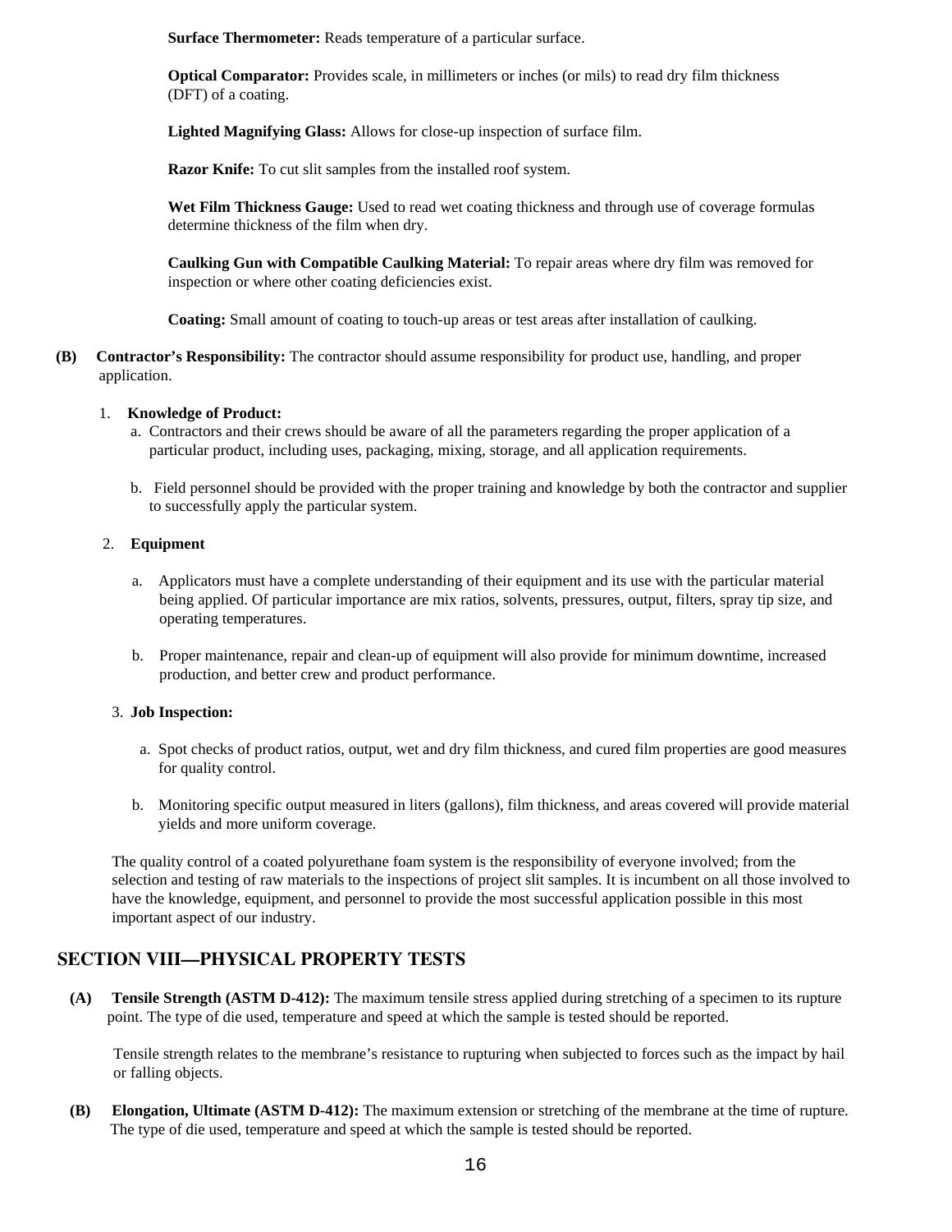**Surface Thermometer:** Reads temperature of a particular surface.

**Optical Comparator:** Provides scale, in millimeters or inches (or mils) to read dry film thickness (DFT) of a coating.

**Lighted Magnifying Glass:** Allows for close-up inspection of surface film.

**Razor Knife:** To cut slit samples from the installed roof system.

**Wet Film Thickness Gauge:** Used to read wet coating thickness and through use of coverage formulas determine thickness of the film when dry.

**Caulking Gun with Compatible Caulking Material:** To repair areas where dry film was removed for inspection or where other coating deficiencies exist.

**Coating:** Small amount of coating to touch-up areas or test areas after installation of caulking.

**(B) Contractor's Responsibility:** The contractor should assume responsibility for product use, handling, and proper application.

1. **Knowledge of Product:**
   a. Contractors and their crews should be aware of all the parameters regarding the proper application of a particular product, including uses, packaging, mixing, storage, and all application requirements.

   b. Field personnel should be provided with the proper training and knowledge by both the contractor and supplier to successfully apply the particular system.

2. **Equipment**

   a. Applicators must have a complete understanding of their equipment and its use with the particular material being applied. Of particular importance are mix ratios, solvents, pressures, output, filters, spray tip size, and operating temperatures.

   b. Proper maintenance, repair and clean-up of equipment will also provide for minimum downtime, increased production, and better crew and product performance.

3. **Job Inspection:**

   a. Spot checks of product ratios, output, wet and dry film thickness, and cured film properties are good measures for quality control.

   b. Monitoring specific output measured in liters (gallons), film thickness, and areas covered will provide material yields and more uniform coverage.

The quality control of a coated polyurethane foam system is the responsibility of everyone involved; from the selection and testing of raw materials to the inspections of project slit samples. It is incumbent on all those involved to have the knowledge, equipment, and personnel to provide the most successful application possible in this most important aspect of our industry.

## SECTION VIII—PHYSICAL PROPERTY TESTS

**(A) Tensile Strength (ASTM D-412):** The maximum tensile stress applied during stretching of a specimen to its rupture point. The type of die used, temperature and speed at which the sample is tested should be reported.

Tensile strength relates to the membrane's resistance to rupturing when subjected to forces such as the impact by hail or falling objects.

**(B) Elongation, Ultimate (ASTM D-412):** The maximum extension or stretching of the membrane at the time of rupture. The type of die used, temperature and speed at which the sample is tested should be reported.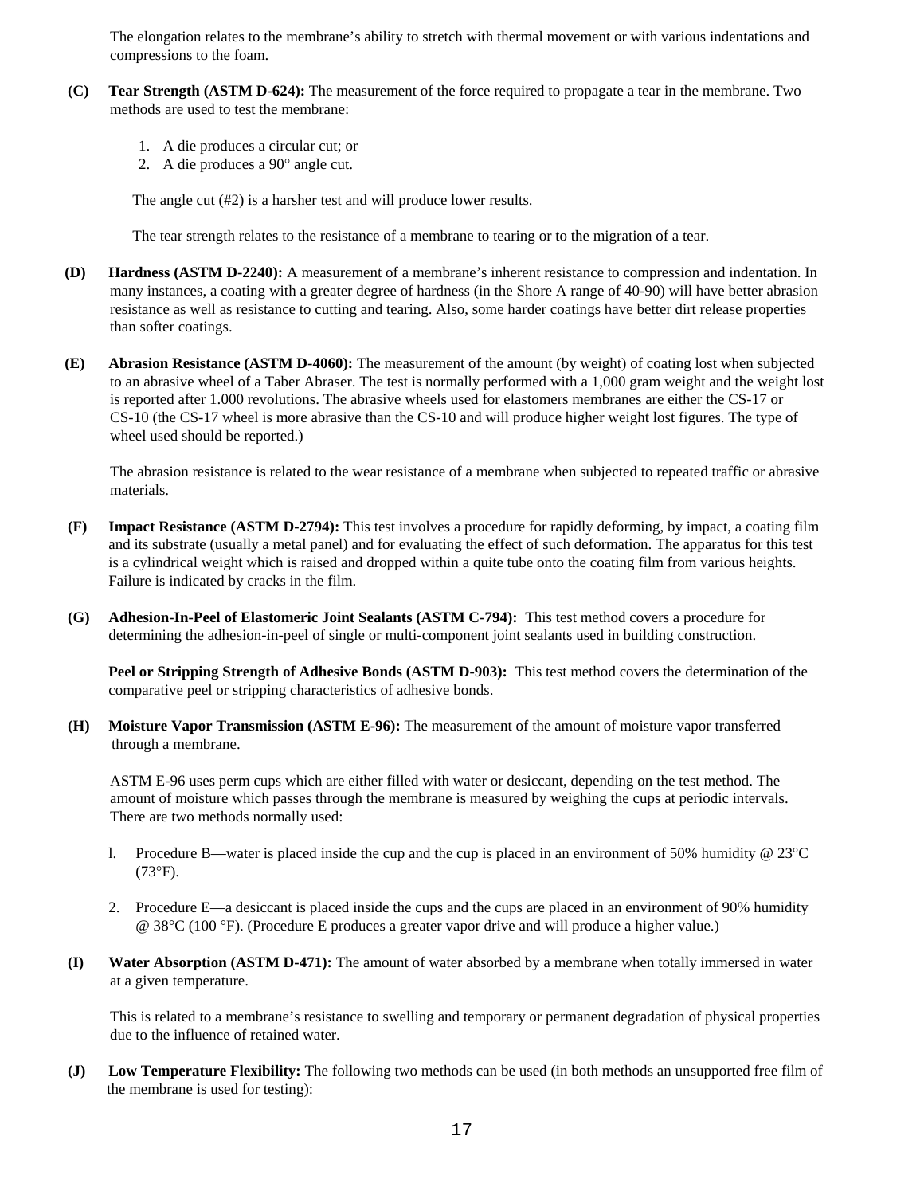The elongation relates to the membrane's ability to stretch with thermal movement or with various indentations and compressions to the foam.

**(C) Tear Strength (ASTM D-624):** The measurement of the force required to propagate a tear in the membrane. Two methods are used to test the membrane:

1. A die produces a circular cut; or
2. A die produces a 90° angle cut.

The angle cut (#2) is a harsher test and will produce lower results.

The tear strength relates to the resistance of a membrane to tearing or to the migration of a tear.

**(D) Hardness (ASTM D-2240):** A measurement of a membrane's inherent resistance to compression and indentation. In many instances, a coating with a greater degree of hardness (in the Shore A range of 40-90) will have better abrasion resistance as well as resistance to cutting and tearing. Also, some harder coatings have better dirt release properties than softer coatings.

**(E) Abrasion Resistance (ASTM D-4060):** The measurement of the amount (by weight) of coating lost when subjected to an abrasive wheel of a Taber Abraser. The test is normally performed with a 1,000 gram weight and the weight lost is reported after 1.000 revolutions. The abrasive wheels used for elastomers membranes are either the CS-17 or CS-10 (the CS-17 wheel is more abrasive than the CS-10 and will produce higher weight lost figures. The type of wheel used should be reported.)

The abrasion resistance is related to the wear resistance of a membrane when subjected to repeated traffic or abrasive materials.

**(F) Impact Resistance (ASTM D-2794):** This test involves a procedure for rapidly deforming, by impact, a coating film and its substrate (usually a metal panel) and for evaluating the effect of such deformation. The apparatus for this test is a cylindrical weight which is raised and dropped within a quite tube onto the coating film from various heights. Failure is indicated by cracks in the film.

**(G) Adhesion-In-Peel of Elastomeric Joint Sealants (ASTM C-794):** This test method covers a procedure for determining the adhesion-in-peel of single or multi-component joint sealants used in building construction.

**Peel or Stripping Strength of Adhesive Bonds (ASTM D-903):** This test method covers the determination of the comparative peel or stripping characteristics of adhesive bonds.

**(H) Moisture Vapor Transmission (ASTM E-96):** The measurement of the amount of moisture vapor transferred through a membrane.

ASTM E-96 uses perm cups which are either filled with water or desiccant, depending on the test method. The amount of moisture which passes through the membrane is measured by weighing the cups at periodic intervals. There are two methods normally used:

1. Procedure B—water is placed inside the cup and the cup is placed in an environment of 50% humidity @ 23°C (73°F).

2. Procedure E—a desiccant is placed inside the cups and the cups are placed in an environment of 90% humidity @ 38°C (100 °F). (Procedure E produces a greater vapor drive and will produce a higher value.)

**(I) Water Absorption (ASTM D-471):** The amount of water absorbed by a membrane when totally immersed in water at a given temperature.

This is related to a membrane's resistance to swelling and temporary or permanent degradation of physical properties due to the influence of retained water.

**(J) Low Temperature Flexibility:** The following two methods can be used (in both methods an unsupported free film of the membrane is used for testing):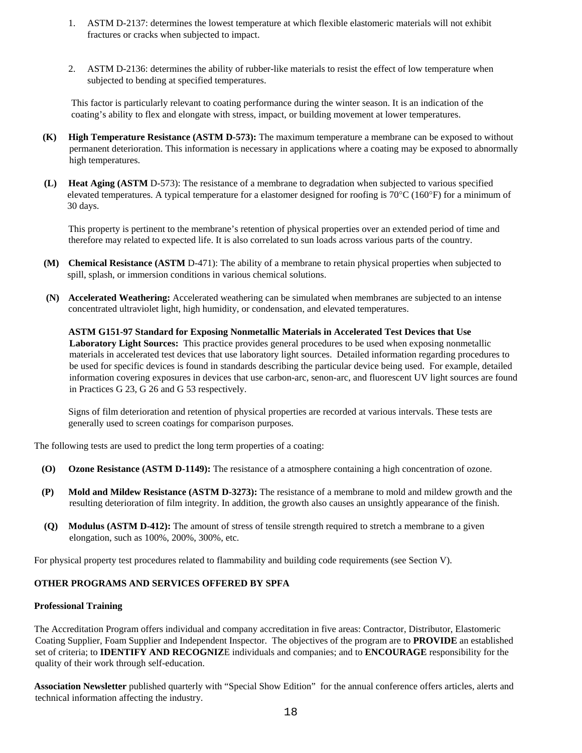1. ASTM D-2137: determines the lowest temperature at which flexible elastomeric materials will not exhibit fractures or cracks when subjected to impact.

2. ASTM D-2136: determines the ability of rubber-like materials to resist the effect of low temperature when subjected to bending at specified temperatures.

This factor is particularly relevant to coating performance during the winter season. It is an indication of the coating's ability to flex and elongate with stress, impact, or building movement at lower temperatures.

**(K) High Temperature Resistance (ASTM D-573):** The maximum temperature a membrane can be exposed to without permanent deterioration. This information is necessary in applications where a coating may be exposed to abnormally high temperatures.

**(L) Heat Aging (ASTM** D-573): The resistance of a membrane to degradation when subjected to various specified elevated temperatures. A typical temperature for a elastomer designed for roofing is 70°C (160°F) for a minimum of 30 days.

This property is pertinent to the membrane's retention of physical properties over an extended period of time and therefore may related to expected life. It is also correlated to sun loads across various parts of the country.

**(M) Chemical Resistance (ASTM** D-471): The ability of a membrane to retain physical properties when subjected to spill, splash, or immersion conditions in various chemical solutions.

**(N) Accelerated Weathering:** Accelerated weathering can be simulated when membranes are subjected to an intense concentrated ultraviolet light, high humidity, or condensation, and elevated temperatures.

**ASTM G151-97 Standard for Exposing Nonmetallic Materials in Accelerated Test Devices that Use Laboratory Light Sources:** This practice provides general procedures to be used when exposing nonmetallic materials in accelerated test devices that use laboratory light sources. Detailed information regarding procedures to be used for specific devices is found in standards describing the particular device being used. For example, detailed information covering exposures in devices that use carbon-arc, senon-arc, and fluorescent UV light sources are found in Practices G 23, G 26 and G 53 respectively.

Signs of film deterioration and retention of physical properties are recorded at various intervals. These tests are generally used to screen coatings for comparison purposes.

The following tests are used to predict the long term properties of a coating:

**(O) Ozone Resistance (ASTM D-1149):** The resistance of a atmosphere containing a high concentration of ozone.

**(P) Mold and Mildew Resistance (ASTM D-3273):** The resistance of a membrane to mold and mildew growth and the resulting deterioration of film integrity. In addition, the growth also causes an unsightly appearance of the finish.

**(Q) Modulus (ASTM D-412):** The amount of stress of tensile strength required to stretch a membrane to a given elongation, such as 100%, 200%, 300%, etc.

For physical property test procedures related to flammability and building code requirements (see Section V).

**OTHER PROGRAMS AND SERVICES OFFERED BY SPFA**

**Professional Training**

The Accreditation Program offers individual and company accreditation in five areas: Contractor, Distributor, Elastomeric Coating Supplier, Foam Supplier and Independent Inspector. The objectives of the program are to **PROVIDE** an established set of criteria; to **IDENTIFY AND RECOGNIZ**E individuals and companies; and to **ENCOURAGE** responsibility for the quality of their work through self-education.

**Association Newsletter** published quarterly with "Special Show Edition" for the annual conference offers articles, alerts and technical information affecting the industry.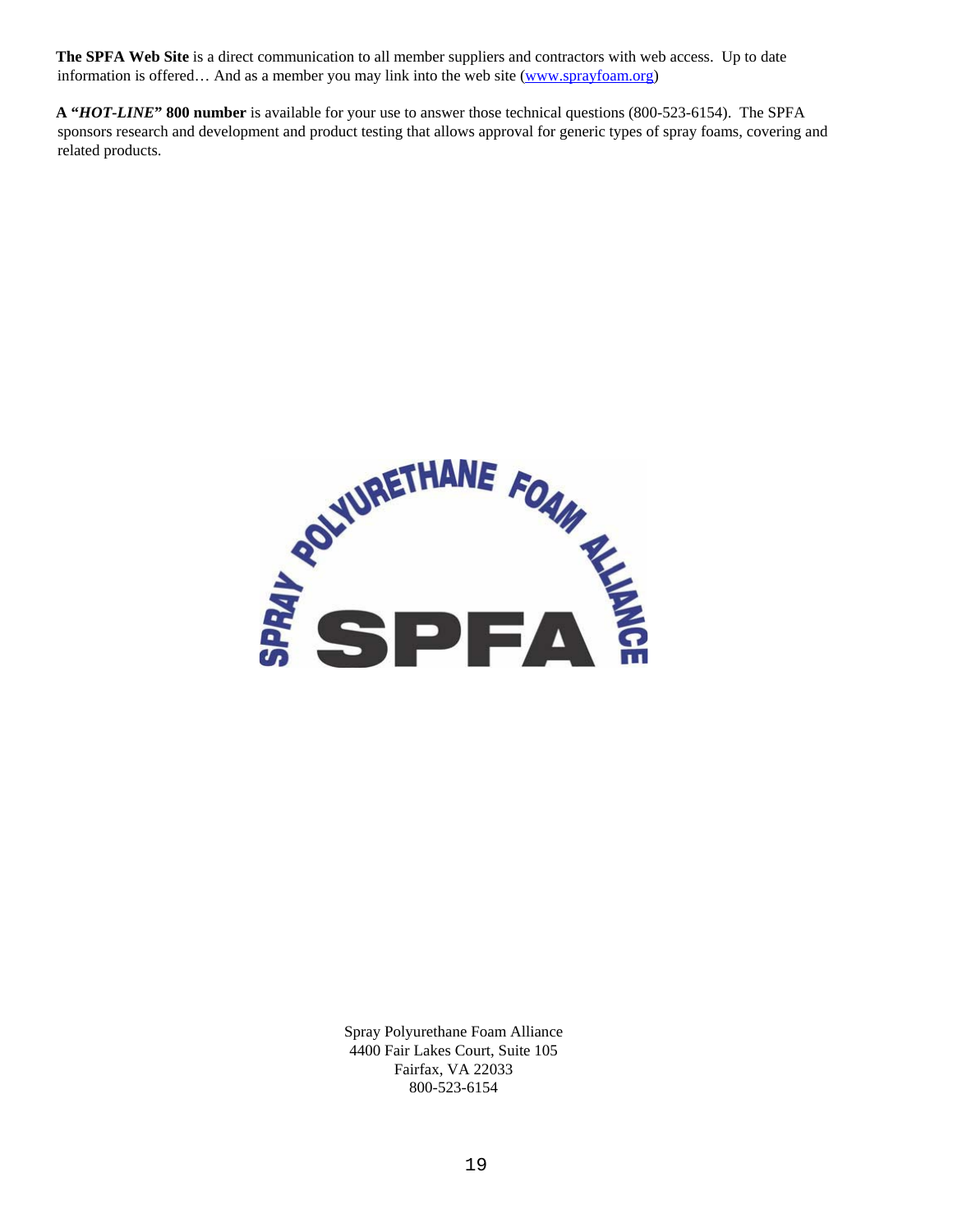**The SPFA Web Site** is a direct communication to all member suppliers and contractors with web access. Up to date information is offered… And as a member you may link into the web site (www.sprayfoam.org)

**A "*HOT-LINE*" 800 number** is available for your use to answer those technical questions (800-523-6154). The SPFA sponsors research and development and product testing that allows approval for generic types of spray foams, covering and related products.

SPRAY POLYURETHANE FOAM ALLIANCE

SPFA

Spray Polyurethane Foam Alliance
4400 Fair Lakes Court, Suite 105
Fairfax, VA 22033
800-523-6154